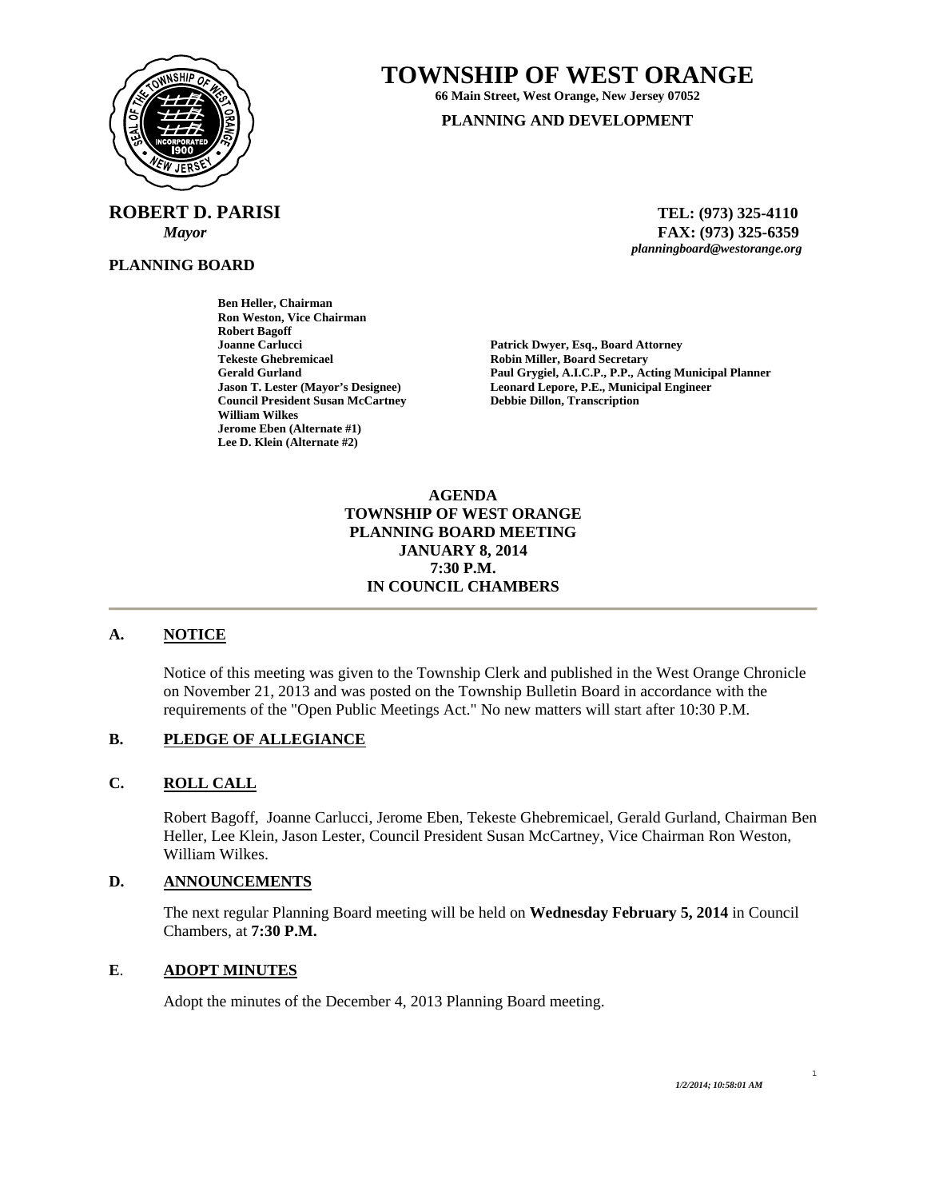# TOWNSHIP OF WEST ORANGE

**66 Main Street, West Orange, New Jersey 07052**

**PLANNING AND DEVELOPMENT**

**ROBERT D. PARISI**
*Mayor*

**TEL: (973) 325-4110**
**FAX: (973) 325-6359**
***planningboard@westorange.org***

**PLANNING BOARD**

**Ben Heller, Chairman**
**Ron Weston, Vice Chairman**
**Robert Bagoff**
**Joanne Carlucci**
**Tekeste Ghebremicael**
**Gerald Gurland**
**Jason T. Lester (Mayor's Designee)**
**Council President Susan McCartney**
**William Wilkes**
**Jerome Eben (Alternate #1)**
**Lee D. Klein (Alternate #2)**

**Patrick Dwyer, Esq., Board Attorney**
**Robin Miller, Board Secretary**
**Paul Grygiel, A.I.C.P., P.P., Acting Municipal Planner**
**Leonard Lepore, P.E., Municipal Engineer**
**Debbie Dillon, Transcription**

**AGENDA**
**TOWNSHIP OF WEST ORANGE**
**PLANNING BOARD MEETING**
**JANUARY 8, 2014**
**7:30 P.M.**
**IN COUNCIL CHAMBERS**

---

## A. NOTICE

Notice of this meeting was given to the Township Clerk and published in the West Orange Chronicle on November 21, 2013 and was posted on the Township Bulletin Board in accordance with the requirements of the "Open Public Meetings Act." No new matters will start after 10:30 P.M.

## B. PLEDGE OF ALLEGIANCE

## C. ROLL CALL

Robert Bagoff, Joanne Carlucci, Jerome Eben, Tekeste Ghebremicael, Gerald Gurland, Chairman Ben Heller, Lee Klein, Jason Lester, Council President Susan McCartney, Vice Chairman Ron Weston, William Wilkes.

## D. ANNOUNCEMENTS

The next regular Planning Board meeting will be held on **Wednesday February 5, 2014** in Council Chambers, at **7:30 P.M.**

## E. ADOPT MINUTES

Adopt the minutes of the December 4, 2013 Planning Board meeting.

*1/2/2014; 10:58:01 AM*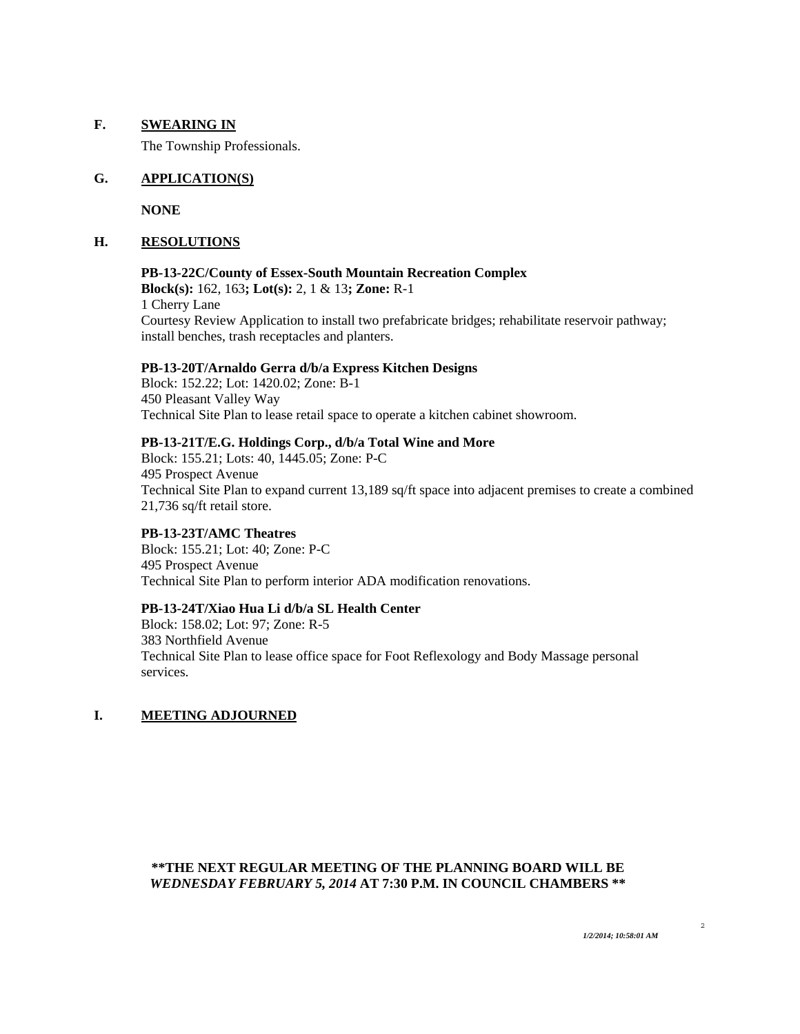## F. SWEARING IN

The Township Professionals.

## G. APPLICATION(S)

**NONE**

## H. RESOLUTIONS

**PB-13-22C/County of Essex-South Mountain Recreation Complex**
**Block(s):** 162, 163**; Lot(s):** 2, 1 & 13**; Zone:** R-1
1 Cherry Lane
Courtesy Review Application to install two prefabricate bridges; rehabilitate reservoir pathway; install benches, trash receptacles and planters.

**PB-13-20T/Arnaldo Gerra d/b/a Express Kitchen Designs**
Block: 152.22; Lot: 1420.02; Zone: B-1
450 Pleasant Valley Way
Technical Site Plan to lease retail space to operate a kitchen cabinet showroom.

**PB-13-21T/E.G. Holdings Corp., d/b/a Total Wine and More**
Block: 155.21; Lots: 40, 1445.05; Zone: P-C
495 Prospect Avenue
Technical Site Plan to expand current 13,189 sq/ft space into adjacent premises to create a combined 21,736 sq/ft retail store.

**PB-13-23T/AMC Theatres**
Block: 155.21; Lot: 40; Zone: P-C
495 Prospect Avenue
Technical Site Plan to perform interior ADA modification renovations.

**PB-13-24T/Xiao Hua Li d/b/a SL Health Center**
Block: 158.02; Lot: 97; Zone: R-5
383 Northfield Avenue
Technical Site Plan to lease office space for Foot Reflexology and Body Massage personal services.

## I. MEETING ADJOURNED

**\*\*THE NEXT REGULAR MEETING OF THE PLANNING BOARD WILL BE *WEDNESDAY FEBRUARY 5, 2014* AT 7:30 P.M. IN COUNCIL CHAMBERS \*\***

***1/2/2014; 10:58:01 AM***